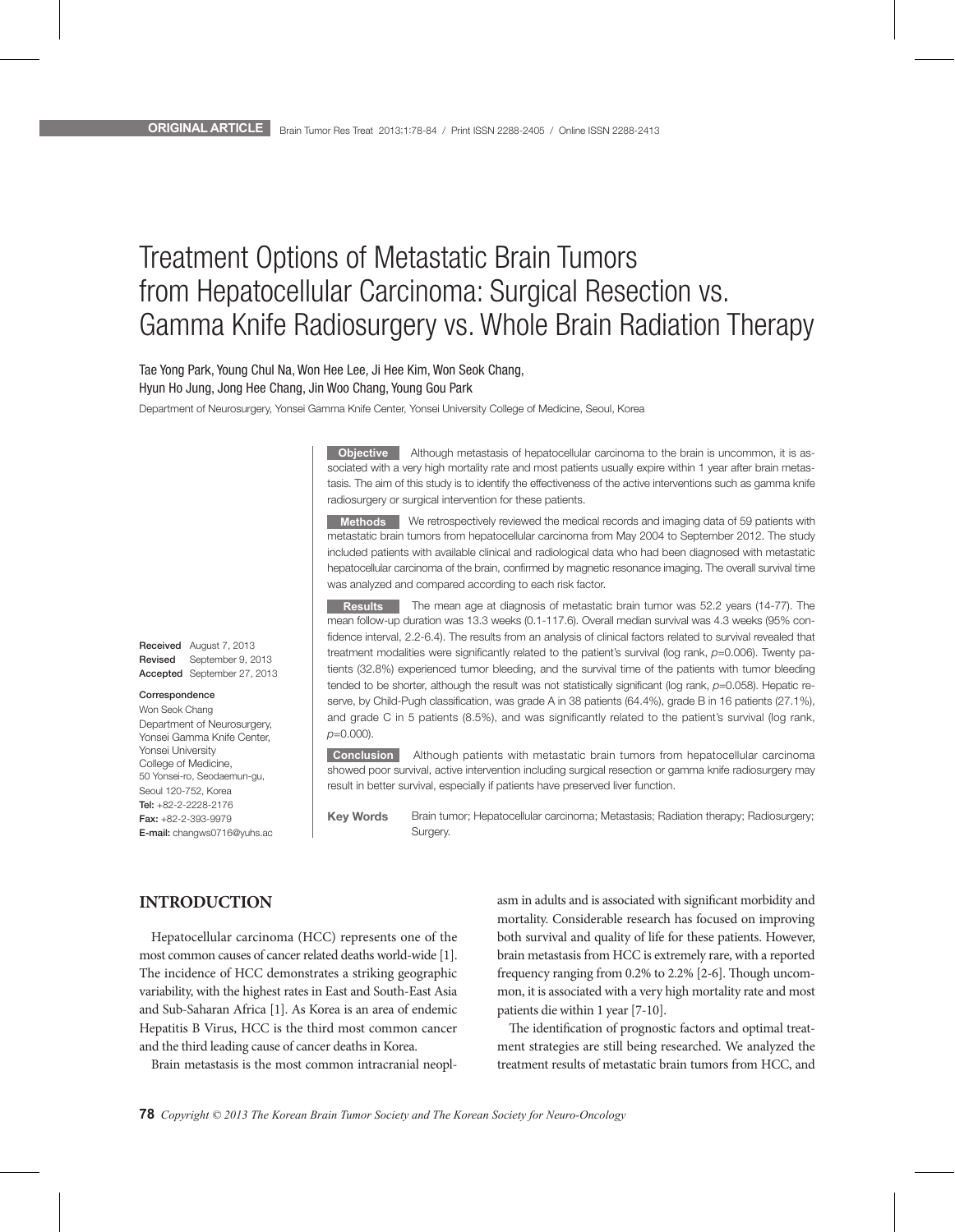ORIGINAL ARTICLE

# Treatment Options of Metastatic Brain Tumors from Hepatocellular Carcinoma: Surgical Resection vs. Gamma Knife Radiosurgery vs. Whole Brain Radiation Therapy

Tae Yong Park, Young Chul Na, Won Hee Lee, Ji Hee Kim, Won Seok Chang, Hyun Ho Jung, Jong Hee Chang, Jin Woo Chang, Young Gou Park

Department of Neurosurgery, Yonsei Gamma Knife Center, Yonsei University College of Medicine, Seoul, Korea

**Received** August 7, 2013
**Revised** September 9, 2013
**Accepted** September 27, 2013

**Correspondence**
Won Seok Chang
Department of Neurosurgery, Yonsei Gamma Knife Center, Yonsei University College of Medicine,
50 Yonsei-ro, Seodaemun-gu, Seoul 120-752, Korea
**Tel:** +82-2-2228-2176
**Fax:** +82-2-393-9979
**E-mail:** changws0716@yuhs.ac

**Objective** Although metastasis of hepatocellular carcinoma to the brain is uncommon, it is associated with a very high mortality rate and most patients usually expire within 1 year after brain metastasis. The aim of this study is to identify the effectiveness of the active interventions such as gamma knife radiosurgery or surgical intervention for these patients.

**Methods** We retrospectively reviewed the medical records and imaging data of 59 patients with metastatic brain tumors from hepatocellular carcinoma from May 2004 to September 2012. The study included patients with available clinical and radiological data who had been diagnosed with metastatic hepatocellular carcinoma of the brain, confirmed by magnetic resonance imaging. The overall survival time was analyzed and compared according to each risk factor.

**Results** The mean age at diagnosis of metastatic brain tumor was 52.2 years (14-77). The mean follow-up duration was 13.3 weeks (0.1-117.6). Overall median survival was 4.3 weeks (95% confidence interval, 2.2-6.4). The results from an analysis of clinical factors related to survival revealed that treatment modalities were significantly related to the patient's survival (log rank, $p=0.006$). Twenty patients (32.8%) experienced tumor bleeding, and the survival time of the patients with tumor bleeding tended to be shorter, although the result was not statistically significant (log rank, $p=0.058$). Hepatic reserve, by Child-Pugh classification, was grade A in 38 patients (64.4%), grade B in 16 patients (27.1%), and grade C in 5 patients (8.5%), and was significantly related to the patient's survival (log rank, $p=0.000$).

**Conclusion** Although patients with metastatic brain tumors from hepatocellular carcinoma showed poor survival, active intervention including surgical resection or gamma knife radiosurgery may result in better survival, especially if patients have preserved liver function.

**Key Words** Brain tumor; Hepatocellular carcinoma; Metastasis; Radiation therapy; Radiosurgery; Surgery.

## INTRODUCTION

Hepatocellular carcinoma (HCC) represents one of the most common causes of cancer related deaths world-wide [1]. The incidence of HCC demonstrates a striking geographic variability, with the highest rates in East and South-East Asia and Sub-Saharan Africa [1]. As Korea is an area of endemic Hepatitis B Virus, HCC is the third most common cancer and the third leading cause of cancer deaths in Korea.

Brain metastasis is the most common intracranial neoplasm in adults and is associated with significant morbidity and mortality. Considerable research has focused on improving both survival and quality of life for these patients. However, brain metastasis from HCC is extremely rare, with a reported frequency ranging from 0.2% to 2.2% [2-6]. Though uncommon, it is associated with a very high mortality rate and most patients die within 1 year [7-10].

The identification of prognostic factors and optimal treatment strategies are still being researched. We analyzed the treatment results of metastatic brain tumors from HCC, and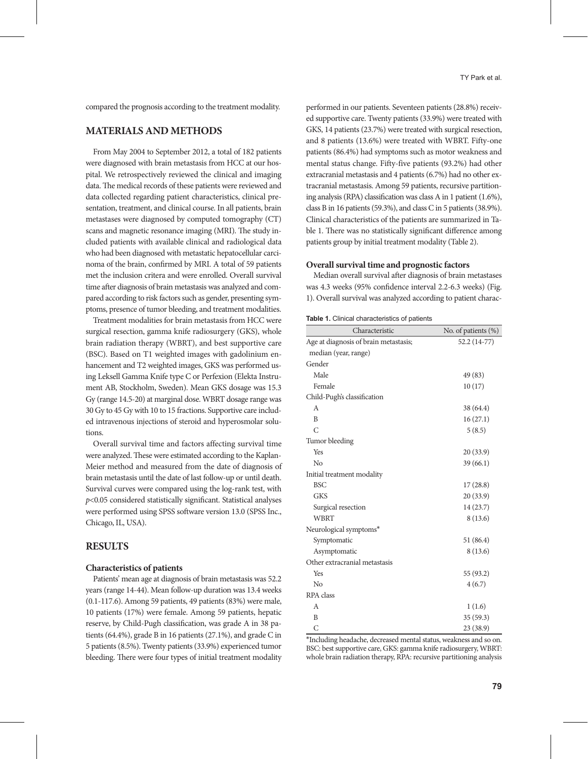compared the prognosis according to the treatment modality.

## MATERIALS AND METHODS

From May 2004 to September 2012, a total of 182 patients were diagnosed with brain metastasis from HCC at our hospital. We retrospectively reviewed the clinical and imaging data. The medical records of these patients were reviewed and data collected regarding patient characteristics, clinical presentation, treatment, and clinical course. In all patients, brain metastases were diagnosed by computed tomography (CT) scans and magnetic resonance imaging (MRI). The study included patients with available clinical and radiological data who had been diagnosed with metastatic hepatocellular carcinoma of the brain, confirmed by MRI. A total of 59 patients met the inclusion criteria and were enrolled. Overall survival time after diagnosis of brain metastasis was analyzed and compared according to risk factors such as gender, presenting symptoms, presence of tumor bleeding, and treatment modalities.

Treatment modalities for brain metastasis from HCC were surgical resection, gamma knife radiosurgery (GKS), whole brain radiation therapy (WBRT), and best supportive care (BSC). Based on T1 weighted images with gadolinium enhancement and T2 weighted images, GKS was performed using Leksell Gamma Knife type C or Perfexion (Elekta Instrument AB, Stockholm, Sweden). Mean GKS dosage was 15.3 Gy (range 14.5-20) at marginal dose. WBRT dosage range was 30 Gy to 45 Gy with 10 to 15 fractions. Supportive care included intravenous injections of steroid and hyperosmolar solutions.

Overall survival time and factors affecting survival time were analyzed. These were estimated according to the Kaplan-Meier method and measured from the date of diagnosis of brain metastasis until the date of last follow-up or until death. Survival curves were compared using the log-rank test, with $p<0.05$ considered statistically significant. Statistical analyses were performed using SPSS software version 13.0 (SPSS Inc., Chicago, IL, USA).

## RESULTS

### Characteristics of patients

Patients' mean age at diagnosis of brain metastasis was 52.2 years (range 14-44). Mean follow-up duration was 13.4 weeks (0.1-117.6). Among 59 patients, 49 patients (83%) were male, 10 patients (17%) were female. Among 59 patients, hepatic reserve, by Child-Pugh classification, was grade A in 38 patients (64.4%), grade B in 16 patients (27.1%), and grade C in 5 patients (8.5%). Twenty patients (33.9%) experienced tumor bleeding. There were four types of initial treatment modality performed in our patients. Seventeen patients (28.8%) received supportive care. Twenty patients (33.9%) were treated with GKS, 14 patients (23.7%) were treated with surgical resection, and 8 patients (13.6%) were treated with WBRT. Fifty-one patients (86.4%) had symptoms such as motor weakness and mental status change. Fifty-five patients (93.2%) had other extracranial metastasis and 4 patients (6.7%) had no other extracranial metastasis. Among 59 patients, recursive partitioning analysis (RPA) classification was class A in 1 patient (1.6%), class B in 16 patients (59.3%), and class C in 5 patients (38.9%). Clinical characteristics of the patients are summarized in Table 1. There was no statistically significant difference among patients group by initial treatment modality (Table 2).

### Overall survival time and prognostic factors

Median overall survival after diagnosis of brain metastases was 4.3 weeks (95% confidence interval 2.2-6.3 weeks) (Fig. 1). Overall survival was analyzed according to patient charac-

**Table 1.** Clinical characteristics of patients

| Characteristic | No. of patients (%) |
|---|---|
| Age at diagnosis of brain metastasis; median (year, range) | 52.2 (14-77) |
| Gender | |
| Male | 49 (83) |
| Female | 10 (17) |
| Child-Pugh's classification | |
| A | 38 (64.4) |
| B | 16 (27.1) |
| C | 5 (8.5) |
| Tumor bleeding | |
| Yes | 20 (33.9) |
| No | 39 (66.1) |
| Initial treatment modality | |
| BSC | 17 (28.8) |
| GKS | 20 (33.9) |
| Surgical resection | 14 (23.7) |
| WBRT | 8 (13.6) |
| Neurological symptoms* | |
| Symptomatic | 51 (86.4) |
| Asymptomatic | 8 (13.6) |
| Other extracranial metastasis | |
| Yes | 55 (93.2) |
| No | 4 (6.7) |
| RPA class | |
| A | 1 (1.6) |
| B | 35 (59.3) |
| C | 23 (38.9) |

*Including headache, decreased mental status, weakness and so on. BSC: best supportive care, GKS: gamma knife radiosurgery, WBRT: whole brain radiation therapy, RPA: recursive partitioning analysis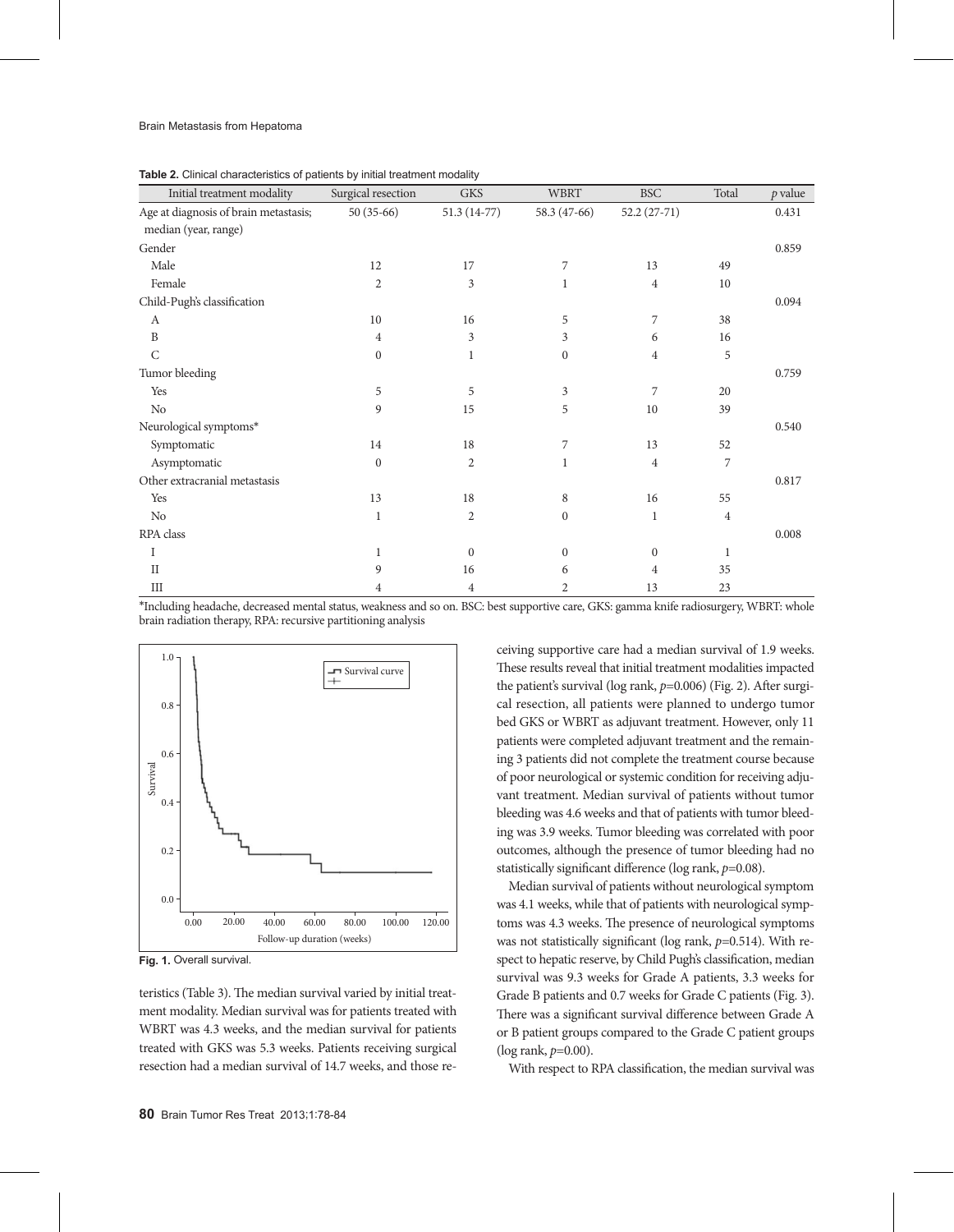**Table 2.** Clinical characteristics of patients by initial treatment modality

| Initial treatment modality | Surgical resection | GKS | WBRT | BSC | Total | *p* value |
|---|---|---|---|---|---|---|
| Age at diagnosis of brain metastasis; median (year, range) | 50 (35-66) | 51.3 (14-77) | 58.3 (47-66) | 52.2 (27-71) | | 0.431 |
| Gender | | | | | | 0.859 |
| Male | 12 | 17 | 7 | 13 | 49 | |
| Female | 2 | 3 | 1 | 4 | 10 | |
| Child-Pugh's classification | | | | | | 0.094 |
| A | 10 | 16 | 5 | 7 | 38 | |
| B | 4 | 3 | 3 | 6 | 16 | |
| C | 0 | 1 | 0 | 4 | 5 | |
| Tumor bleeding | | | | | | 0.759 |
| Yes | 5 | 5 | 3 | 7 | 20 | |
| No | 9 | 15 | 5 | 10 | 39 | |
| Neurological symptoms* | | | | | | 0.540 |
| Symptomatic | 14 | 18 | 7 | 13 | 52 | |
| Asymptomatic | 0 | 2 | 1 | 4 | 7 | |
| Other extracranial metastasis | | | | | | 0.817 |
| Yes | 13 | 18 | 8 | 16 | 55 | |
| No | 1 | 2 | 0 | 1 | 4 | |
| RPA class | | | | | | 0.008 |
| I | 1 | 0 | 0 | 0 | 1 | |
| II | 9 | 16 | 6 | 4 | 35 | |
| III | 4 | 4 | 2 | 13 | 23 | |

*Including headache, decreased mental status, weakness and so on. BSC: best supportive care, GKS: gamma knife radiosurgery, WBRT: whole brain radiation therapy, RPA: recursive partitioning analysis

**Fig. 1.** Overall survival.

teristics (Table 3). The median survival varied by initial treatment modality. Median survival was for patients treated with WBRT was 4.3 weeks, and the median survival for patients treated with GKS was 5.3 weeks. Patients receiving surgical resection had a median survival of 14.7 weeks, and those receiving supportive care had a median survival of 1.9 weeks. These results reveal that initial treatment modalities impacted the patient's survival (log rank, $p$=0.006) (Fig. 2). After surgical resection, all patients were planned to undergo tumor bed GKS or WBRT as adjuvant treatment. However, only 11 patients were completed adjuvant treatment and the remaining 3 patients did not complete the treatment course because of poor neurological or systemic condition for receiving adjuvant treatment. Median survival of patients without tumor bleeding was 4.6 weeks and that of patients with tumor bleeding was 3.9 weeks. Tumor bleeding was correlated with poor outcomes, although the presence of tumor bleeding had no statistically significant difference (log rank, $p$=0.08).

Median survival of patients without neurological symptom was 4.1 weeks, while that of patients with neurological symptoms was 4.3 weeks. The presence of neurological symptoms was not statistically significant (log rank, $p$=0.514). With respect to hepatic reserve, by Child Pugh's classification, median survival was 9.3 weeks for Grade A patients, 3.3 weeks for Grade B patients and 0.7 weeks for Grade C patients (Fig. 3). There was a significant survival difference between Grade A or B patient groups compared to the Grade C patient groups (log rank, $p$=0.00).

With respect to RPA classification, the median survival was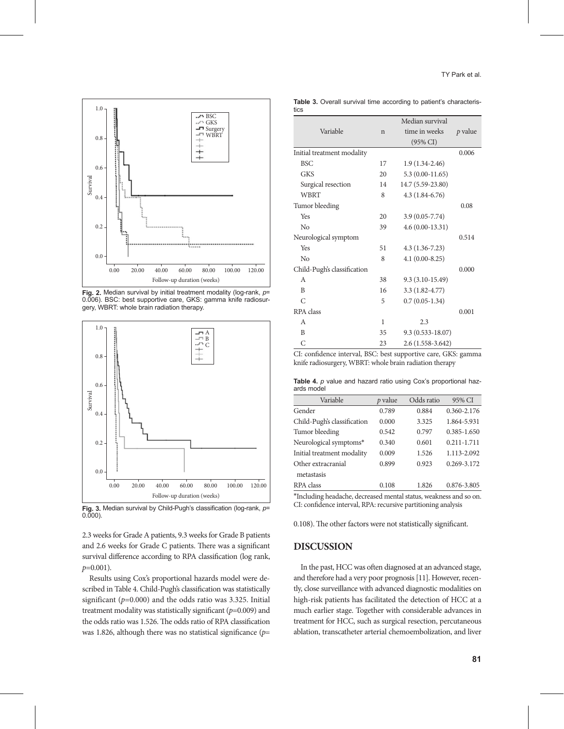Fig. 2. Median survival by initial treatment modality (log-rank, $p$= 0.006). BSC: best supportive care, GKS: gamma knife radiosurgery, WBRT: whole brain radiation therapy.

Fig. 3. Median survival by Child-Pugh's classification (log-rank, $p$= 0.000).

2.3 weeks for Grade A patients, 9.3 weeks for Grade B patients and 2.6 weeks for Grade C patients. There was a significant survival difference according to RPA classification (log rank, $p$=0.001).

Results using Cox's proportional hazards model were described in Table 4. Child-Pugh's classification was statistically significant ($p$=0.000) and the odds ratio was 3.325. Initial treatment modality was statistically significant ($p$=0.009) and the odds ratio was 1.526. The odds ratio of RPA classification was 1.826, although there was no statistical significance ($p$= 0.108). The other factors were not statistically significant.

**Table 3.** Overall survival time according to patient's characteristics

| Variable | n | Median survival time in weeks (95% CI) | $p$ value |
|---|---|---|---|
| Initial treatment modality | | | 0.006 |
| BSC | 17 | 1.9 (1.34-2.46) | |
| GKS | 20 | 5.3 (0.00-11.65) | |
| Surgical resection | 14 | 14.7 (5.59-23.80) | |
| WBRT | 8 | 4.3 (1.84-6.76) | |
| Tumor bleeding | | | 0.08 |
| Yes | 20 | 3.9 (0.05-7.74) | |
| No | 39 | 4.6 (0.00-13.31) | |
| Neurological symptom | | | 0.514 |
| Yes | 51 | 4.3 (1.36-7.23) | |
| No | 8 | 4.1 (0.00-8.25) | |
| Child-Pugh's classification | | | 0.000 |
| A | 38 | 9.3 (3.10-15.49) | |
| B | 16 | 3.3 (1.82-4.77) | |
| C | 5 | 0.7 (0.05-1.34) | |
| RPA class | | | 0.001 |
| A | 1 | 2.3 | |
| B | 35 | 9.3 (0.533-18.07) | |
| C | 23 | 2.6 (1.558-3.642) | |

CI: confidence interval, BSC: best supportive care, GKS: gamma knife radiosurgery, WBRT: whole brain radiation therapy

**Table 4.** $p$ value and hazard ratio using Cox's proportional hazards model

| Variable | $p$ value | Odds ratio | 95% CI |
|---|---|---|---|
| Gender | 0.789 | 0.884 | 0.360-2.176 |
| Child-Pugh's classification | 0.000 | 3.325 | 1.864-5.931 |
| Tumor bleeding | 0.542 | 0.797 | 0.385-1.650 |
| Neurological symptoms* | 0.340 | 0.601 | 0.211-1.711 |
| Initial treatment modality | 0.009 | 1.526 | 1.113-2.092 |
| Other extracranial metastasis | 0.899 | 0.923 | 0.269-3.172 |
| RPA class | 0.108 | 1.826 | 0.876-3.805 |

*Including headache, decreased mental status, weakness and so on. CI: confidence interval, RPA: recursive partitioning analysis

## DISCUSSION

In the past, HCC was often diagnosed at an advanced stage, and therefore had a very poor prognosis [11]. However, recently, close surveillance with advanced diagnostic modalities on high-risk patients has facilitated the detection of HCC at a much earlier stage. Together with considerable advances in treatment for HCC, such as surgical resection, percutaneous ablation, transcatheter arterial chemoembolization, and liver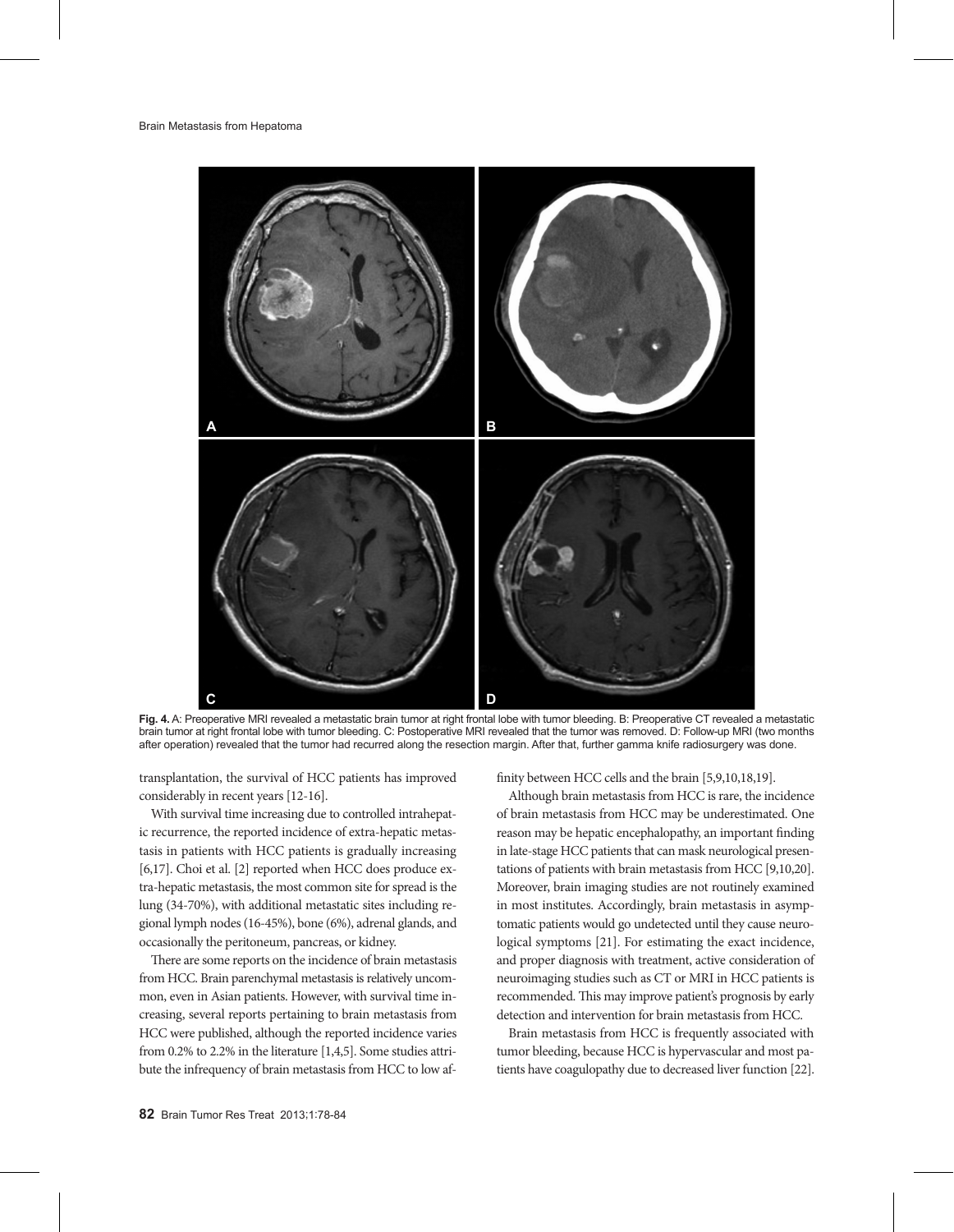**Fig. 4.** A: Preoperative MRI revealed a metastatic brain tumor at right frontal lobe with tumor bleeding. B: Preoperative CT revealed a metastatic brain tumor at right frontal lobe with tumor bleeding. C: Postoperative MRI revealed that the tumor was removed. D: Follow-up MRI (two months after operation) revealed that the tumor had recurred along the resection margin. After that, further gamma knife radiosurgery was done.

transplantation, the survival of HCC patients has improved considerably in recent years [12-16].

With survival time increasing due to controlled intrahepatic recurrence, the reported incidence of extra-hepatic metastasis in patients with HCC patients is gradually increasing [6,17]. Choi et al. [2] reported when HCC does produce extra-hepatic metastasis, the most common site for spread is the lung (34-70%), with additional metastatic sites including regional lymph nodes (16-45%), bone (6%), adrenal glands, and occasionally the peritoneum, pancreas, or kidney.

There are some reports on the incidence of brain metastasis from HCC. Brain parenchymal metastasis is relatively uncommon, even in Asian patients. However, with survival time increasing, several reports pertaining to brain metastasis from HCC were published, although the reported incidence varies from 0.2% to 2.2% in the literature [1,4,5]. Some studies attribute the infrequency of brain metastasis from HCC to low affinity between HCC cells and the brain [5,9,10,18,19].

Although brain metastasis from HCC is rare, the incidence of brain metastasis from HCC may be underestimated. One reason may be hepatic encephalopathy, an important finding in late-stage HCC patients that can mask neurological presentations of patients with brain metastasis from HCC [9,10,20]. Moreover, brain imaging studies are not routinely examined in most institutes. Accordingly, brain metastasis in asymptomatic patients would go undetected until they cause neurological symptoms [21]. For estimating the exact incidence, and proper diagnosis with treatment, active consideration of neuroimaging studies such as CT or MRI in HCC patients is recommended. This may improve patient's prognosis by early detection and intervention for brain metastasis from HCC.

Brain metastasis from HCC is frequently associated with tumor bleeding, because HCC is hypervascular and most patients have coagulopathy due to decreased liver function [22].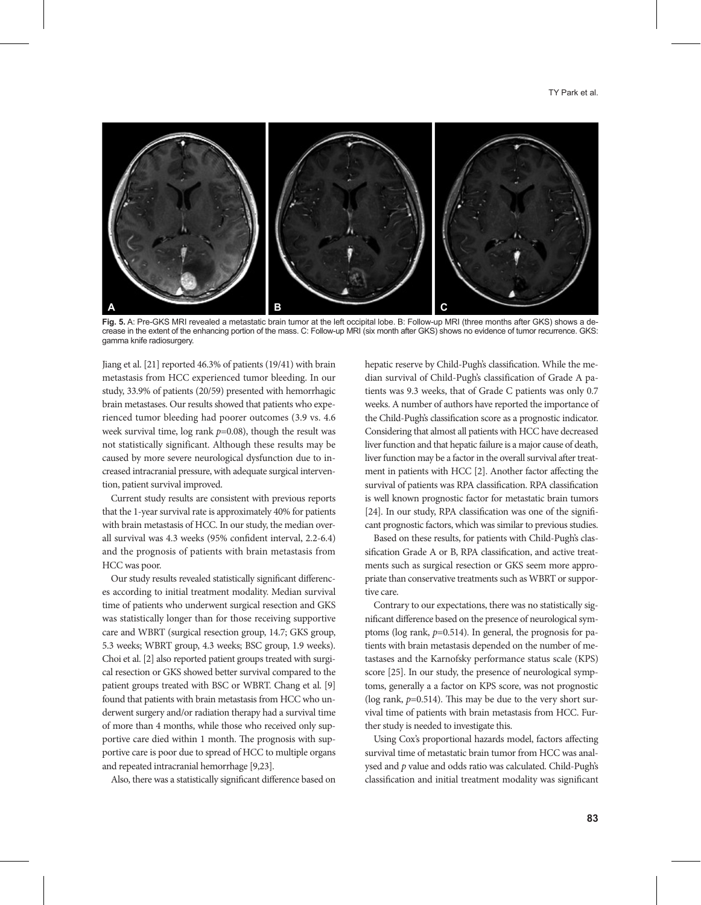Fig. 5. A: Pre-GKS MRI revealed a metastatic brain tumor at the left occipital lobe. B: Follow-up MRI (three months after GKS) shows a decrease in the extent of the enhancing portion of the mass. C: Follow-up MRI (six month after GKS) shows no evidence of tumor recurrence. GKS: gamma knife radiosurgery.

Jiang et al. [21] reported 46.3% of patients (19/41) with brain metastasis from HCC experienced tumor bleeding. In our study, 33.9% of patients (20/59) presented with hemorrhagic brain metastases. Our results showed that patients who experienced tumor bleeding had poorer outcomes (3.9 vs. 4.6 week survival time, log rank $p$=0.08), though the result was not statistically significant. Although these results may be caused by more severe neurological dysfunction due to increased intracranial pressure, with adequate surgical intervention, patient survival improved.

Current study results are consistent with previous reports that the 1-year survival rate is approximately 40% for patients with brain metastasis of HCC. In our study, the median overall survival was 4.3 weeks (95% confident interval, 2.2-6.4) and the prognosis of patients with brain metastasis from HCC was poor.

Our study results revealed statistically significant differences according to initial treatment modality. Median survival time of patients who underwent surgical resection and GKS was statistically longer than for those receiving supportive care and WBRT (surgical resection group, 14.7; GKS group, 5.3 weeks; WBRT group, 4.3 weeks; BSC group, 1.9 weeks). Choi et al. [2] also reported patient groups treated with surgical resection or GKS showed better survival compared to the patient groups treated with BSC or WBRT. Chang et al. [9] found that patients with brain metastasis from HCC who underwent surgery and/or radiation therapy had a survival time of more than 4 months, while those who received only supportive care died within 1 month. The prognosis with supportive care is poor due to spread of HCC to multiple organs and repeated intracranial hemorrhage [9,23].

Also, there was a statistically significant difference based on hepatic reserve by Child-Pugh's classification. While the median survival of Child-Pugh's classification of Grade A patients was 9.3 weeks, that of Grade C patients was only 0.7 weeks. A number of authors have reported the importance of the Child-Pugh's classification score as a prognostic indicator. Considering that almost all patients with HCC have decreased liver function and that hepatic failure is a major cause of death, liver function may be a factor in the overall survival after treatment in patients with HCC [2]. Another factor affecting the survival of patients was RPA classification. RPA classification is well known prognostic factor for metastatic brain tumors [24]. In our study, RPA classification was one of the significant prognostic factors, which was similar to previous studies.

Based on these results, for patients with Child-Pugh's classification Grade A or B, RPA classification, and active treatments such as surgical resection or GKS seem more appropriate than conservative treatments such as WBRT or supportive care.

Contrary to our expectations, there was no statistically significant difference based on the presence of neurological symptoms (log rank, $p$=0.514). In general, the prognosis for patients with brain metastasis depended on the number of metastases and the Karnofsky performance status scale (KPS) score [25]. In our study, the presence of neurological symptoms, generally a a factor on KPS score, was not prognostic (log rank, $p$=0.514). This may be due to the very short survival time of patients with brain metastasis from HCC. Further study is needed to investigate this.

Using Cox's proportional hazards model, factors affecting survival time of metastatic brain tumor from HCC was analysed and $p$ value and odds ratio was calculated. Child-Pugh's classification and initial treatment modality was significant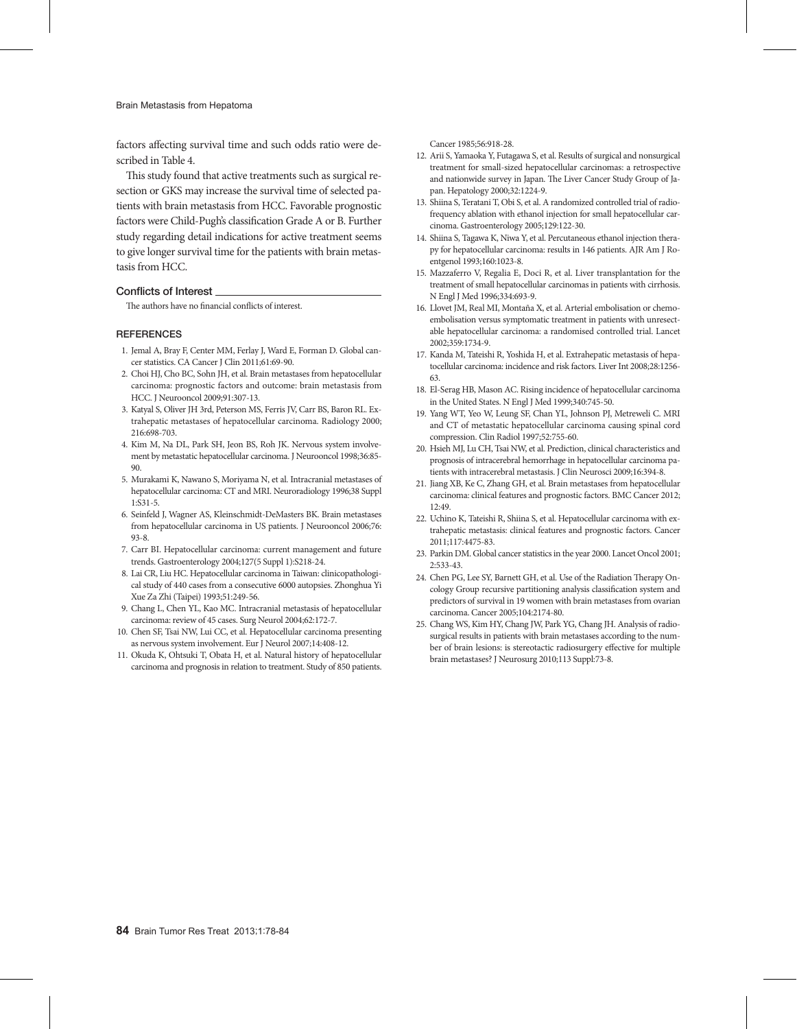factors affecting survival time and such odds ratio were described in Table 4.

This study found that active treatments such as surgical resection or GKS may increase the survival time of selected patients with brain metastasis from HCC. Favorable prognostic factors were Child-Pugh's classification Grade A or B. Further study regarding detail indications for active treatment seems to give longer survival time for the patients with brain metastasis from HCC.

## Conflicts of Interest

The authors have no financial conflicts of interest.

## REFERENCES

1. Jemal A, Bray F, Center MM, Ferlay J, Ward E, Forman D. Global cancer statistics. CA Cancer J Clin 2011;61:69-90.
2. Choi HJ, Cho BC, Sohn JH, et al. Brain metastases from hepatocellular carcinoma: prognostic factors and outcome: brain metastasis from HCC. J Neurooncol 2009;91:307-13.
3. Katyal S, Oliver JH 3rd, Peterson MS, Ferris JV, Carr BS, Baron RL. Extrahepatic metastases of hepatocellular carcinoma. Radiology 2000; 216:698-703.
4. Kim M, Na DL, Park SH, Jeon BS, Roh JK. Nervous system involvement by metastatic hepatocellular carcinoma. J Neurooncol 1998;36:85-90.
5. Murakami K, Nawano S, Moriyama N, et al. Intracranial metastases of hepatocellular carcinoma: CT and MRI. Neuroradiology 1996;38 Suppl 1:S31-5.
6. Seinfeld J, Wagner AS, Kleinschmidt-DeMasters BK. Brain metastases from hepatocellular carcinoma in US patients. J Neurooncol 2006;76: 93-8.
7. Carr BI. Hepatocellular carcinoma: current management and future trends. Gastroenterology 2004;127(5 Suppl 1):S218-24.
8. Lai CR, Liu HC. Hepatocellular carcinoma in Taiwan: clinicopathological study of 440 cases from a consecutive 6000 autopsies. Zhonghua Yi Xue Za Zhi (Taipei) 1993;51:249-56.
9. Chang L, Chen YL, Kao MC. Intracranial metastasis of hepatocellular carcinoma: review of 45 cases. Surg Neurol 2004;62:172-7.
10. Chen SF, Tsai NW, Lui CC, et al. Hepatocellular carcinoma presenting as nervous system involvement. Eur J Neurol 2007;14:408-12.
11. Okuda K, Ohtsuki T, Obata H, et al. Natural history of hepatocellular carcinoma and prognosis in relation to treatment. Study of 850 patients. Cancer 1985;56:918-28.
12. Arii S, Yamaoka Y, Futagawa S, et al. Results of surgical and nonsurgical treatment for small-sized hepatocellular carcinomas: a retrospective and nationwide survey in Japan. The Liver Cancer Study Group of Japan. Hepatology 2000;32:1224-9.
13. Shiina S, Teratani T, Obi S, et al. A randomized controlled trial of radiofrequency ablation with ethanol injection for small hepatocellular carcinoma. Gastroenterology 2005;129:122-30.
14. Shiina S, Tagawa K, Niwa Y, et al. Percutaneous ethanol injection therapy for hepatocellular carcinoma: results in 146 patients. AJR Am J Roentgenol 1993;160:1023-8.
15. Mazzaferro V, Regalia E, Doci R, et al. Liver transplantation for the treatment of small hepatocellular carcinomas in patients with cirrhosis. N Engl J Med 1996;334:693-9.
16. Llovet JM, Real MI, Montaña X, et al. Arterial embolisation or chemoembolisation versus symptomatic treatment in patients with unresectable hepatocellular carcinoma: a randomised controlled trial. Lancet 2002;359:1734-9.
17. Kanda M, Tateishi R, Yoshida H, et al. Extrahepatic metastasis of hepatocellular carcinoma: incidence and risk factors. Liver Int 2008;28:1256-63.
18. El-Serag HB, Mason AC. Rising incidence of hepatocellular carcinoma in the United States. N Engl J Med 1999;340:745-50.
19. Yang WT, Yeo W, Leung SF, Chan YL, Johnson PJ, Metreweli C. MRI and CT of metastatic hepatocellular carcinoma causing spinal cord compression. Clin Radiol 1997;52:755-60.
20. Hsieh MJ, Lu CH, Tsai NW, et al. Prediction, clinical characteristics and prognosis of intracerebral hemorrhage in hepatocellular carcinoma patients with intracerebral metastasis. J Clin Neurosci 2009;16:394-8.
21. Jiang XB, Ke C, Zhang GH, et al. Brain metastases from hepatocellular carcinoma: clinical features and prognostic factors. BMC Cancer 2012; 12:49.
22. Uchino K, Tateishi R, Shiina S, et al. Hepatocellular carcinoma with extrahepatic metastasis: clinical features and prognostic factors. Cancer 2011;117:4475-83.
23. Parkin DM. Global cancer statistics in the year 2000. Lancet Oncol 2001; 2:533-43.
24. Chen PG, Lee SY, Barnett GH, et al. Use of the Radiation Therapy Oncology Group recursive partitioning analysis classification system and predictors of survival in 19 women with brain metastases from ovarian carcinoma. Cancer 2005;104:2174-80.
25. Chang WS, Kim HY, Chang JW, Park YG, Chang JH. Analysis of radiosurgical results in patients with brain metastases according to the number of brain lesions: is stereotactic radiosurgery effective for multiple brain metastases? J Neurosurg 2010;113 Suppl:73-8.